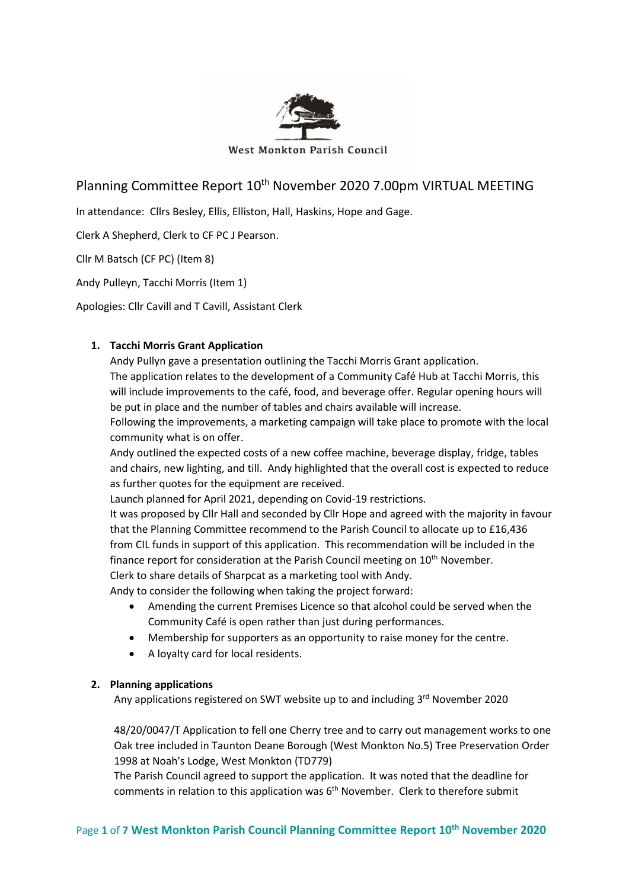West Monkton Parish Council

# Planning Committee Report 10th November 2020 7.00pm VIRTUAL MEETING

In attendance: Cllrs Besley, Ellis, Elliston, Hall, Haskins, Hope and Gage.

Clerk A Shepherd, Clerk to CF PC J Pearson.

Cllr M Batsch (CF PC) (Item 8)

Andy Pulleyn, Tacchi Morris (Item 1)

Apologies: Cllr Cavill and T Cavill, Assistant Clerk

1. **Tacchi Morris Grant Application**

   Andy Pullyn gave a presentation outlining the Tacchi Morris Grant application.
   The application relates to the development of a Community Café Hub at Tacchi Morris, this will include improvements to the café, food, and beverage offer. Regular opening hours will be put in place and the number of tables and chairs available will increase.
   Following the improvements, a marketing campaign will take place to promote with the local community what is on offer.
   Andy outlined the expected costs of a new coffee machine, beverage display, fridge, tables and chairs, new lighting, and till. Andy highlighted that the overall cost is expected to reduce as further quotes for the equipment are received.
   Launch planned for April 2021, depending on Covid-19 restrictions.
   It was proposed by Cllr Hall and seconded by Cllr Hope and agreed with the majority in favour that the Planning Committee recommend to the Parish Council to allocate up to £16,436 from CIL funds in support of this application. This recommendation will be included in the finance report for consideration at the Parish Council meeting on 10th November.
   Clerk to share details of Sharpcat as a marketing tool with Andy.
   Andy to consider the following when taking the project forward:

   - Amending the current Premises Licence so that alcohol could be served when the Community Café is open rather than just during performances.
   - Membership for supporters as an opportunity to raise money for the centre.
   - A loyalty card for local residents.

2. **Planning applications**

   Any applications registered on SWT website up to and including 3rd November 2020

   48/20/0047/T Application to fell one Cherry tree and to carry out management works to one Oak tree included in Taunton Deane Borough (West Monkton No.5) Tree Preservation Order 1998 at Noah's Lodge, West Monkton (TD779)
   The Parish Council agreed to support the application. It was noted that the deadline for comments in relation to this application was 6th November. Clerk to therefore submit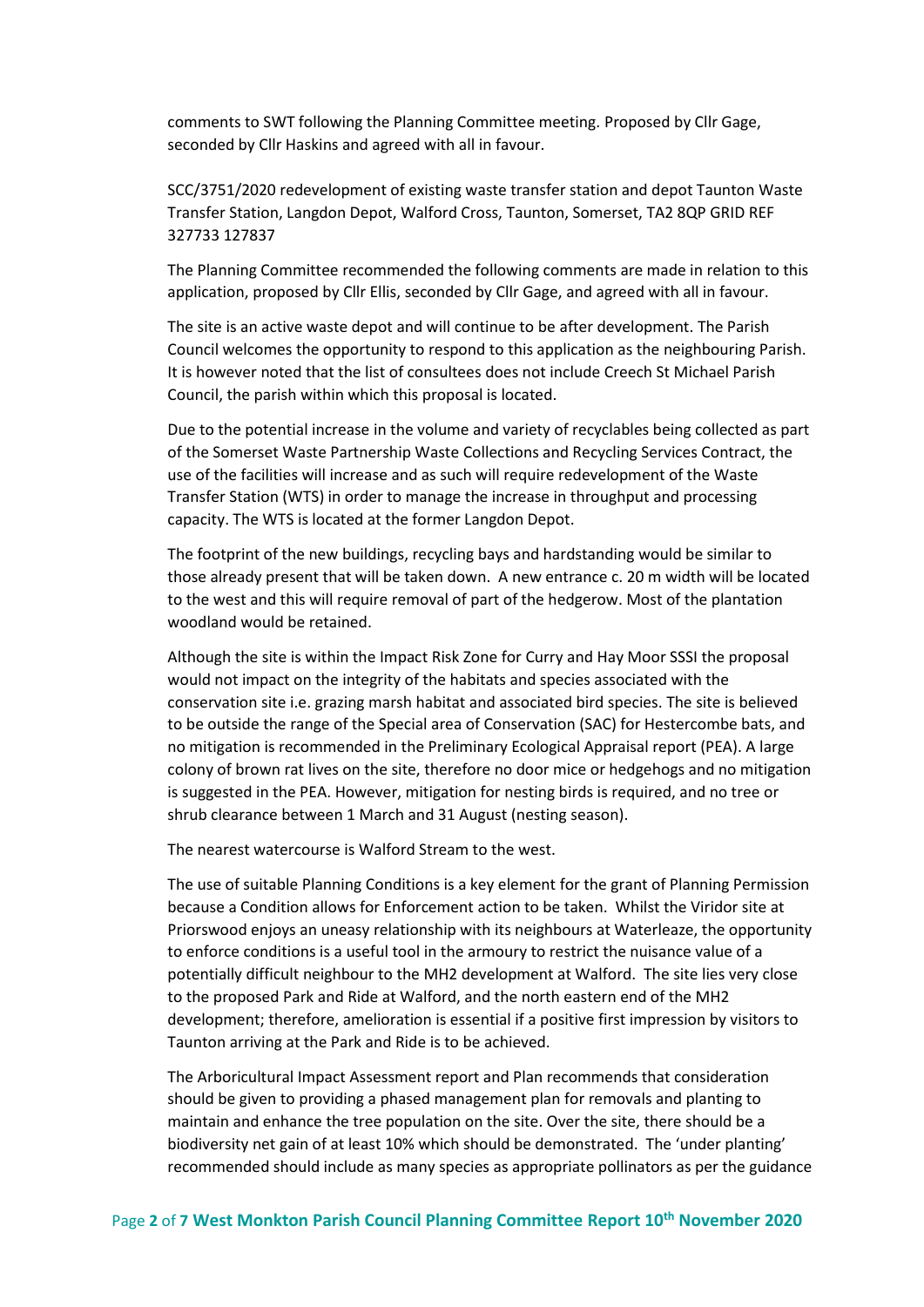comments to SWT following the Planning Committee meeting. Proposed by Cllr Gage, seconded by Cllr Haskins and agreed with all in favour.

SCC/3751/2020 redevelopment of existing waste transfer station and depot Taunton Waste Transfer Station, Langdon Depot, Walford Cross, Taunton, Somerset, TA2 8QP GRID REF 327733 127837

The Planning Committee recommended the following comments are made in relation to this application, proposed by Cllr Ellis, seconded by Cllr Gage, and agreed with all in favour.

The site is an active waste depot and will continue to be after development. The Parish Council welcomes the opportunity to respond to this application as the neighbouring Parish. It is however noted that the list of consultees does not include Creech St Michael Parish Council, the parish within which this proposal is located.

Due to the potential increase in the volume and variety of recyclables being collected as part of the Somerset Waste Partnership Waste Collections and Recycling Services Contract, the use of the facilities will increase and as such will require redevelopment of the Waste Transfer Station (WTS) in order to manage the increase in throughput and processing capacity. The WTS is located at the former Langdon Depot.

The footprint of the new buildings, recycling bays and hardstanding would be similar to those already present that will be taken down. A new entrance c. 20 m width will be located to the west and this will require removal of part of the hedgerow. Most of the plantation woodland would be retained.

Although the site is within the Impact Risk Zone for Curry and Hay Moor SSSI the proposal would not impact on the integrity of the habitats and species associated with the conservation site i.e. grazing marsh habitat and associated bird species. The site is believed to be outside the range of the Special area of Conservation (SAC) for Hestercombe bats, and no mitigation is recommended in the Preliminary Ecological Appraisal report (PEA). A large colony of brown rat lives on the site, therefore no door mice or hedgehogs and no mitigation is suggested in the PEA. However, mitigation for nesting birds is required, and no tree or shrub clearance between 1 March and 31 August (nesting season).

The nearest watercourse is Walford Stream to the west.

The use of suitable Planning Conditions is a key element for the grant of Planning Permission because a Condition allows for Enforcement action to be taken. Whilst the Viridor site at Priorswood enjoys an uneasy relationship with its neighbours at Waterleaze, the opportunity to enforce conditions is a useful tool in the armoury to restrict the nuisance value of a potentially difficult neighbour to the MH2 development at Walford. The site lies very close to the proposed Park and Ride at Walford, and the north eastern end of the MH2 development; therefore, amelioration is essential if a positive first impression by visitors to Taunton arriving at the Park and Ride is to be achieved.

The Arboricultural Impact Assessment report and Plan recommends that consideration should be given to providing a phased management plan for removals and planting to maintain and enhance the tree population on the site. Over the site, there should be a biodiversity net gain of at least 10% which should be demonstrated. The 'under planting' recommended should include as many species as appropriate pollinators as per the guidance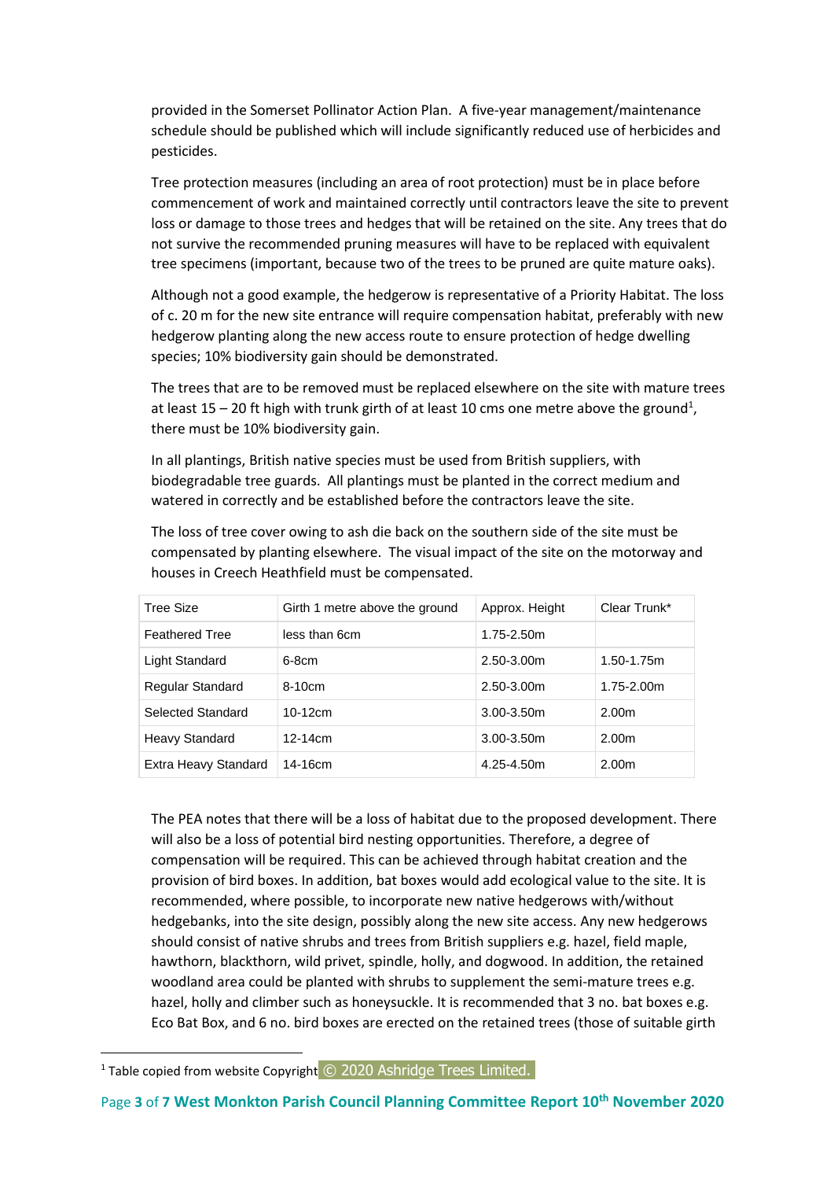provided in the Somerset Pollinator Action Plan. A five-year management/maintenance schedule should be published which will include significantly reduced use of herbicides and pesticides.

Tree protection measures (including an area of root protection) must be in place before commencement of work and maintained correctly until contractors leave the site to prevent loss or damage to those trees and hedges that will be retained on the site. Any trees that do not survive the recommended pruning measures will have to be replaced with equivalent tree specimens (important, because two of the trees to be pruned are quite mature oaks).

Although not a good example, the hedgerow is representative of a Priority Habitat. The loss of c. 20 m for the new site entrance will require compensation habitat, preferably with new hedgerow planting along the new access route to ensure protection of hedge dwelling species; 10% biodiversity gain should be demonstrated.

The trees that are to be removed must be replaced elsewhere on the site with mature trees at least 15 – 20 ft high with trunk girth of at least 10 cms one metre above the ground[1], there must be 10% biodiversity gain.

In all plantings, British native species must be used from British suppliers, with biodegradable tree guards. All plantings must be planted in the correct medium and watered in correctly and be established before the contractors leave the site.

The loss of tree cover owing to ash die back on the southern side of the site must be compensated by planting elsewhere. The visual impact of the site on the motorway and houses in Creech Heathfield must be compensated.

| Tree Size | Girth 1 metre above the ground | Approx. Height | Clear Trunk* |
|---|---|---|---|
| Feathered Tree | less than 6cm | 1.75-2.50m | |
| Light Standard | 6-8cm | 2.50-3.00m | 1.50-1.75m |
| Regular Standard | 8-10cm | 2.50-3.00m | 1.75-2.00m |
| Selected Standard | 10-12cm | 3.00-3.50m | 2.00m |
| Heavy Standard | 12-14cm | 3.00-3.50m | 2.00m |
| Extra Heavy Standard | 14-16cm | 4.25-4.50m | 2.00m |

The PEA notes that there will be a loss of habitat due to the proposed development. There will also be a loss of potential bird nesting opportunities. Therefore, a degree of compensation will be required. This can be achieved through habitat creation and the provision of bird boxes. In addition, bat boxes would add ecological value to the site. It is recommended, where possible, to incorporate new native hedgerows with/without hedgebanks, into the site design, possibly along the new site access. Any new hedgerows should consist of native shrubs and trees from British suppliers e.g. hazel, field maple, hawthorn, blackthorn, wild privet, spindle, holly, and dogwood. In addition, the retained woodland area could be planted with shrubs to supplement the semi-mature trees e.g. hazel, holly and climber such as honeysuckle. It is recommended that 3 no. bat boxes e.g. Eco Bat Box, and 6 no. bird boxes are erected on the retained trees (those of suitable girth

[1] Table copied from website Copyright © 2020 Ashridge Trees Limited.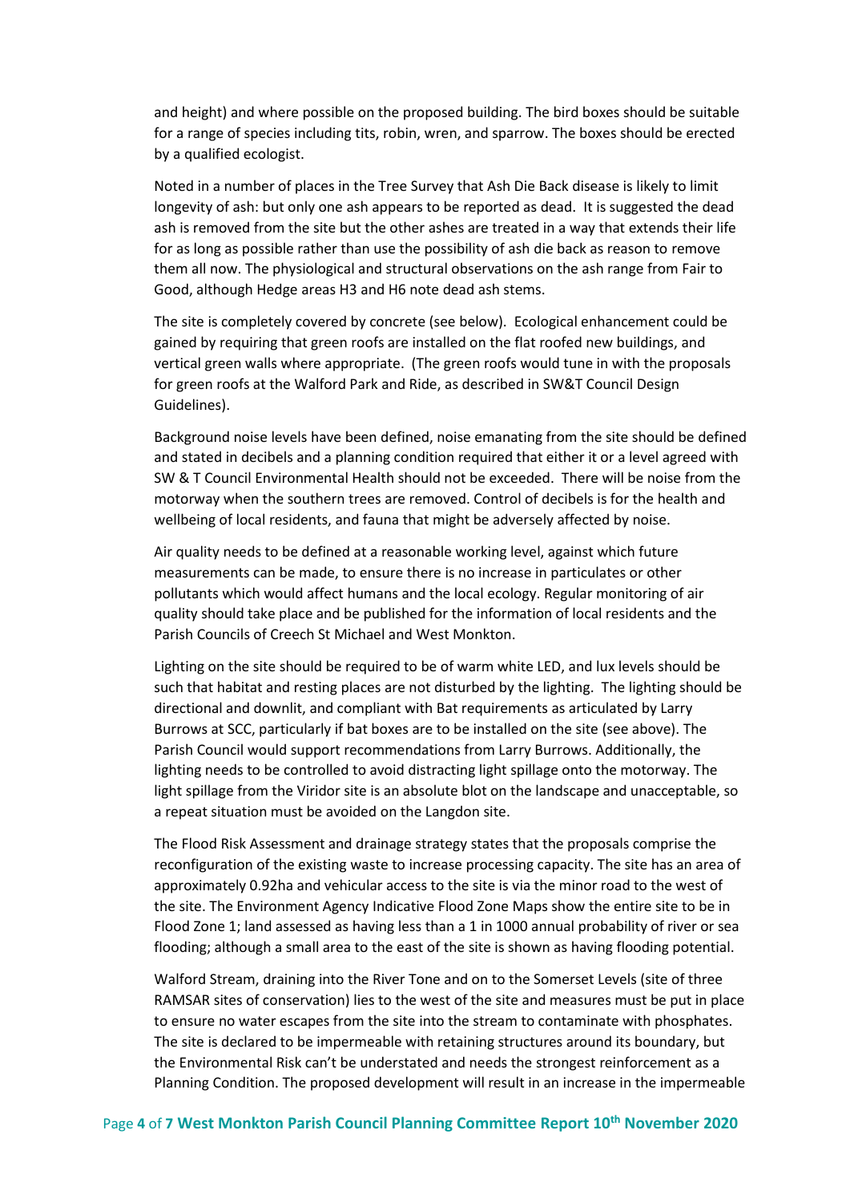and height) and where possible on the proposed building. The bird boxes should be suitable for a range of species including tits, robin, wren, and sparrow. The boxes should be erected by a qualified ecologist.

Noted in a number of places in the Tree Survey that Ash Die Back disease is likely to limit longevity of ash: but only one ash appears to be reported as dead. It is suggested the dead ash is removed from the site but the other ashes are treated in a way that extends their life for as long as possible rather than use the possibility of ash die back as reason to remove them all now. The physiological and structural observations on the ash range from Fair to Good, although Hedge areas H3 and H6 note dead ash stems.

The site is completely covered by concrete (see below). Ecological enhancement could be gained by requiring that green roofs are installed on the flat roofed new buildings, and vertical green walls where appropriate. (The green roofs would tune in with the proposals for green roofs at the Walford Park and Ride, as described in SW&T Council Design Guidelines).

Background noise levels have been defined, noise emanating from the site should be defined and stated in decibels and a planning condition required that either it or a level agreed with SW & T Council Environmental Health should not be exceeded. There will be noise from the motorway when the southern trees are removed. Control of decibels is for the health and wellbeing of local residents, and fauna that might be adversely affected by noise.

Air quality needs to be defined at a reasonable working level, against which future measurements can be made, to ensure there is no increase in particulates or other pollutants which would affect humans and the local ecology. Regular monitoring of air quality should take place and be published for the information of local residents and the Parish Councils of Creech St Michael and West Monkton.

Lighting on the site should be required to be of warm white LED, and lux levels should be such that habitat and resting places are not disturbed by the lighting. The lighting should be directional and downlit, and compliant with Bat requirements as articulated by Larry Burrows at SCC, particularly if bat boxes are to be installed on the site (see above). The Parish Council would support recommendations from Larry Burrows. Additionally, the lighting needs to be controlled to avoid distracting light spillage onto the motorway. The light spillage from the Viridor site is an absolute blot on the landscape and unacceptable, so a repeat situation must be avoided on the Langdon site.

The Flood Risk Assessment and drainage strategy states that the proposals comprise the reconfiguration of the existing waste to increase processing capacity. The site has an area of approximately 0.92ha and vehicular access to the site is via the minor road to the west of the site. The Environment Agency Indicative Flood Zone Maps show the entire site to be in Flood Zone 1; land assessed as having less than a 1 in 1000 annual probability of river or sea flooding; although a small area to the east of the site is shown as having flooding potential.

Walford Stream, draining into the River Tone and on to the Somerset Levels (site of three RAMSAR sites of conservation) lies to the west of the site and measures must be put in place to ensure no water escapes from the site into the stream to contaminate with phosphates. The site is declared to be impermeable with retaining structures around its boundary, but the Environmental Risk can't be understated and needs the strongest reinforcement as a Planning Condition. The proposed development will result in an increase in the impermeable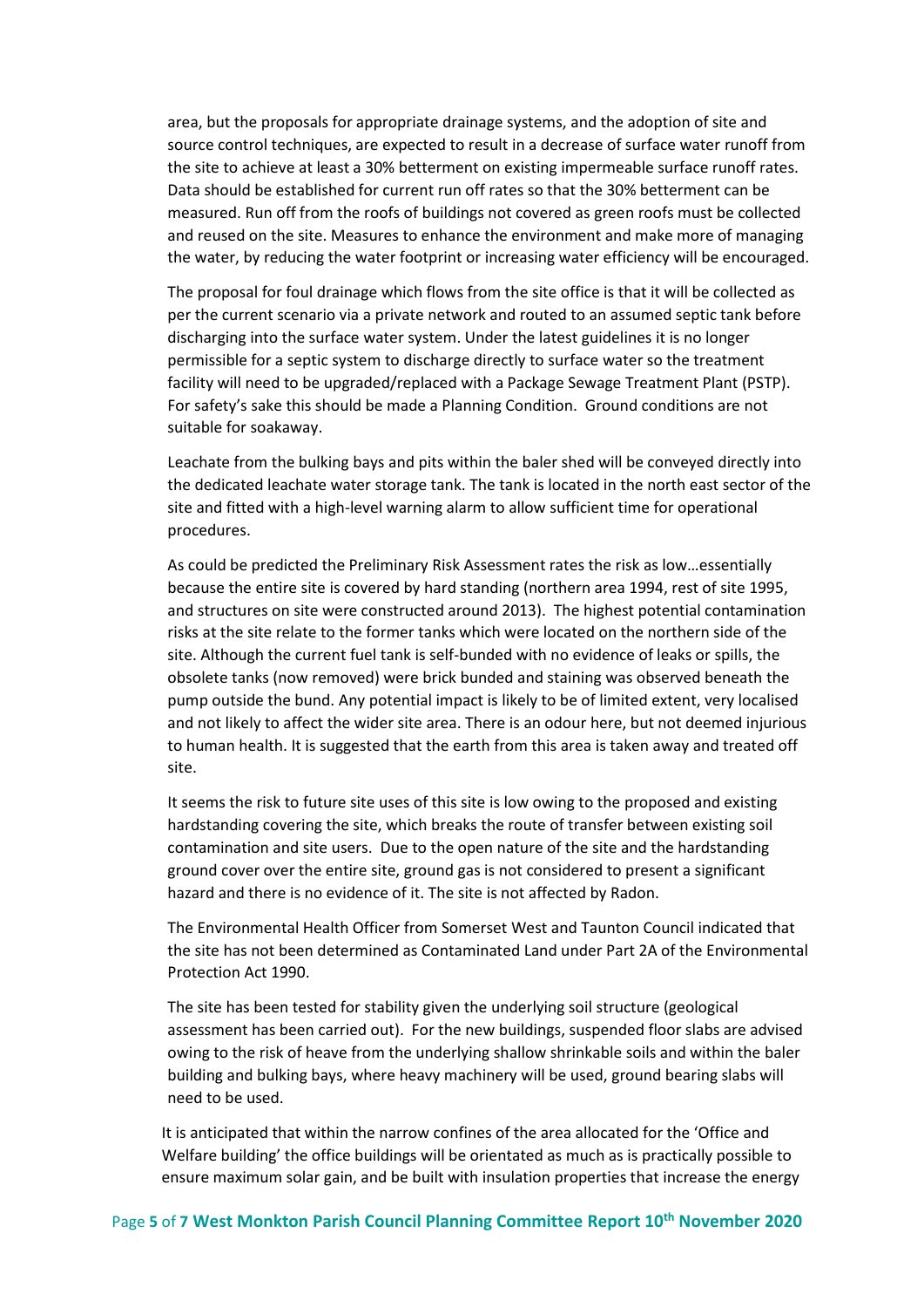area, but the proposals for appropriate drainage systems, and the adoption of site and source control techniques, are expected to result in a decrease of surface water runoff from the site to achieve at least a 30% betterment on existing impermeable surface runoff rates. Data should be established for current run off rates so that the 30% betterment can be measured. Run off from the roofs of buildings not covered as green roofs must be collected and reused on the site. Measures to enhance the environment and make more of managing the water, by reducing the water footprint or increasing water efficiency will be encouraged.

The proposal for foul drainage which flows from the site office is that it will be collected as per the current scenario via a private network and routed to an assumed septic tank before discharging into the surface water system. Under the latest guidelines it is no longer permissible for a septic system to discharge directly to surface water so the treatment facility will need to be upgraded/replaced with a Package Sewage Treatment Plant (PSTP). For safety's sake this should be made a Planning Condition. Ground conditions are not suitable for soakaway.

Leachate from the bulking bays and pits within the baler shed will be conveyed directly into the dedicated leachate water storage tank. The tank is located in the north east sector of the site and fitted with a high-level warning alarm to allow sufficient time for operational procedures.

As could be predicted the Preliminary Risk Assessment rates the risk as low…essentially because the entire site is covered by hard standing (northern area 1994, rest of site 1995, and structures on site were constructed around 2013). The highest potential contamination risks at the site relate to the former tanks which were located on the northern side of the site. Although the current fuel tank is self-bunded with no evidence of leaks or spills, the obsolete tanks (now removed) were brick bunded and staining was observed beneath the pump outside the bund. Any potential impact is likely to be of limited extent, very localised and not likely to affect the wider site area. There is an odour here, but not deemed injurious to human health. It is suggested that the earth from this area is taken away and treated off site.

It seems the risk to future site uses of this site is low owing to the proposed and existing hardstanding covering the site, which breaks the route of transfer between existing soil contamination and site users. Due to the open nature of the site and the hardstanding ground cover over the entire site, ground gas is not considered to present a significant hazard and there is no evidence of it. The site is not affected by Radon.

The Environmental Health Officer from Somerset West and Taunton Council indicated that the site has not been determined as Contaminated Land under Part 2A of the Environmental Protection Act 1990.

The site has been tested for stability given the underlying soil structure (geological assessment has been carried out). For the new buildings, suspended floor slabs are advised owing to the risk of heave from the underlying shallow shrinkable soils and within the baler building and bulking bays, where heavy machinery will be used, ground bearing slabs will need to be used.

It is anticipated that within the narrow confines of the area allocated for the 'Office and Welfare building' the office buildings will be orientated as much as is practically possible to ensure maximum solar gain, and be built with insulation properties that increase the energy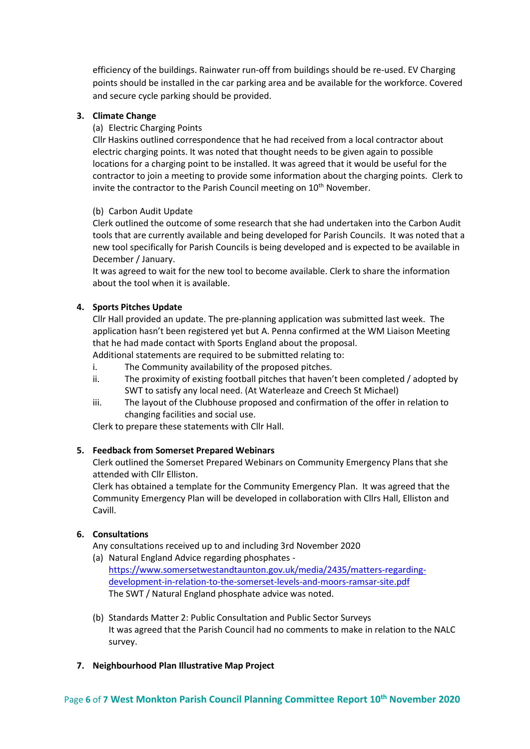efficiency of the buildings. Rainwater run-off from buildings should be re-used. EV Charging points should be installed in the car parking area and be available for the workforce. Covered and secure cycle parking should be provided.

**3. Climate Change**

(a) Electric Charging Points

Cllr Haskins outlined correspondence that he had received from a local contractor about electric charging points. It was noted that thought needs to be given again to possible locations for a charging point to be installed. It was agreed that it would be useful for the contractor to join a meeting to provide some information about the charging points. Clerk to invite the contractor to the Parish Council meeting on 10th November.

(b) Carbon Audit Update

Clerk outlined the outcome of some research that she had undertaken into the Carbon Audit tools that are currently available and being developed for Parish Councils. It was noted that a new tool specifically for Parish Councils is being developed and is expected to be available in December / January.

It was agreed to wait for the new tool to become available. Clerk to share the information about the tool when it is available.

**4. Sports Pitches Update**

Cllr Hall provided an update. The pre-planning application was submitted last week. The application hasn't been registered yet but A. Penna confirmed at the WM Liaison Meeting that he had made contact with Sports England about the proposal.

Additional statements are required to be submitted relating to:

i. The Community availability of the proposed pitches.
ii. The proximity of existing football pitches that haven't been completed / adopted by SWT to satisfy any local need. (At Waterleaze and Creech St Michael)
iii. The layout of the Clubhouse proposed and confirmation of the offer in relation to changing facilities and social use.

Clerk to prepare these statements with Cllr Hall.

**5. Feedback from Somerset Prepared Webinars**

Clerk outlined the Somerset Prepared Webinars on Community Emergency Plans that she attended with Cllr Elliston.

Clerk has obtained a template for the Community Emergency Plan. It was agreed that the Community Emergency Plan will be developed in collaboration with Cllrs Hall, Elliston and Cavill.

**6. Consultations**

Any consultations received up to and including 3rd November 2020

(a) Natural England Advice regarding phosphates - https://www.somersetwestandtaunton.gov.uk/media/2435/matters-regarding-development-in-relation-to-the-somerset-levels-and-moors-ramsar-site.pdf

The SWT / Natural England phosphate advice was noted.

(b) Standards Matter 2: Public Consultation and Public Sector Surveys

It was agreed that the Parish Council had no comments to make in relation to the NALC survey.

**7. Neighbourhood Plan Illustrative Map Project**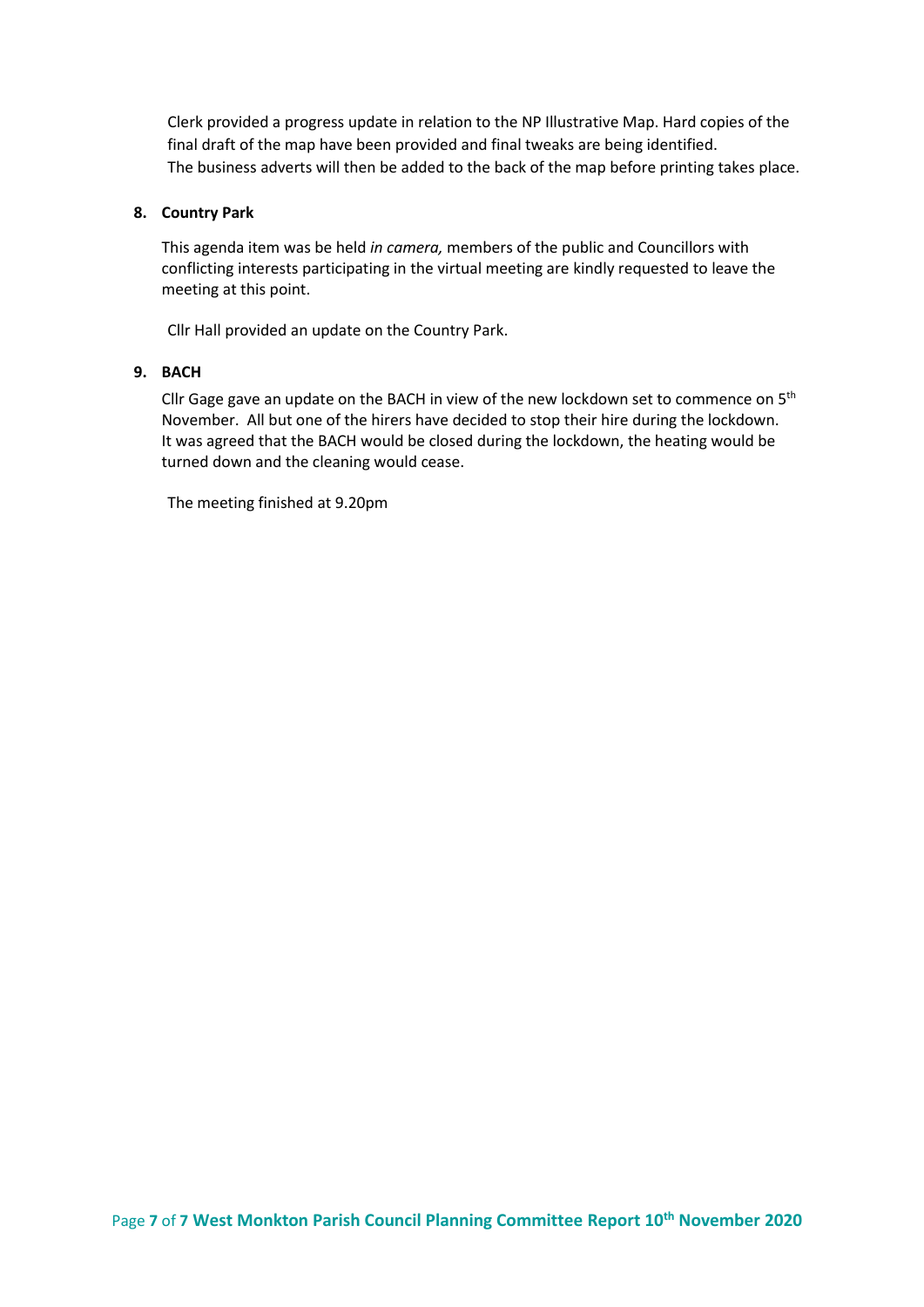Clerk provided a progress update in relation to the NP Illustrative Map. Hard copies of the final draft of the map have been provided and final tweaks are being identified.
The business adverts will then be added to the back of the map before printing takes place.

**8. Country Park**

This agenda item was be held *in camera,* members of the public and Councillors with conflicting interests participating in the virtual meeting are kindly requested to leave the meeting at this point.

Cllr Hall provided an update on the Country Park.

**9. BACH**

Cllr Gage gave an update on the BACH in view of the new lockdown set to commence on 5th November. All but one of the hirers have decided to stop their hire during the lockdown. It was agreed that the BACH would be closed during the lockdown, the heating would be turned down and the cleaning would cease.

The meeting finished at 9.20pm